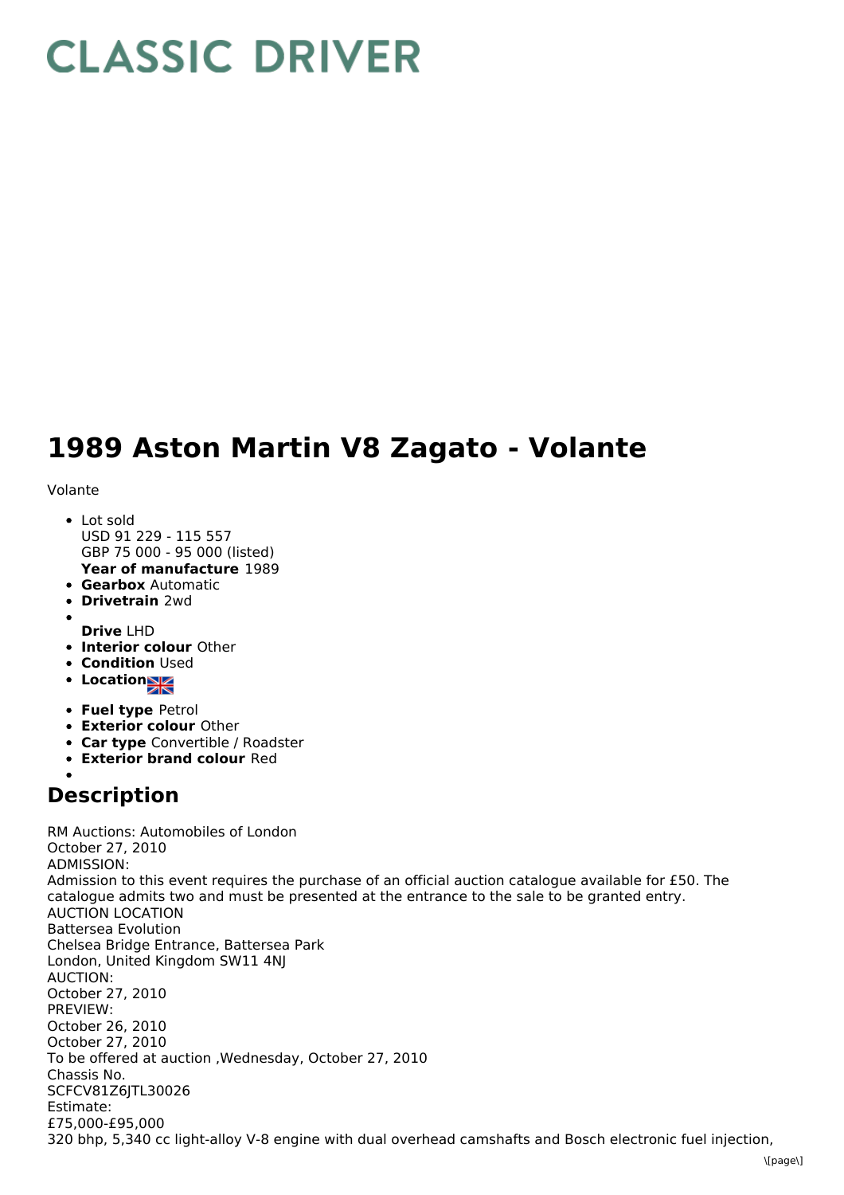# CLASSIC DRIVER

# 1989 Aston Martin V8 Zagato - Volante

Volante

- Lot sold
  USD 91 229 - 115 557
  GBP 75 000 - 95 000 (listed)
  **Year of manufacture** 1989
- **Gearbox** Automatic
- **Drivetrain** 2wd
- 
  **Drive** LHD
- **Interior colour** Other
- **Condition** Used
- **Location**
- **Fuel type** Petrol
- **Exterior colour** Other
- **Car type** Convertible / Roadster
- **Exterior brand colour** Red
- 

## Description

RM Auctions: Automobiles of London
October 27, 2010
ADMISSION:
Admission to this event requires the purchase of an official auction catalogue available for £50. The catalogue admits two and must be presented at the entrance to the sale to be granted entry.
AUCTION LOCATION
Battersea Evolution
Chelsea Bridge Entrance, Battersea Park
London, United Kingdom SW11 4NJ
AUCTION:
October 27, 2010
PREVIEW:
October 26, 2010
October 27, 2010
To be offered at auction ,Wednesday, October 27, 2010
Chassis No.
SCFCV81Z6JTL30026
Estimate:
£75,000-£95,000
320 bhp, 5,340 cc light-alloy V-8 engine with dual overhead camshafts and Bosch electronic fuel injection,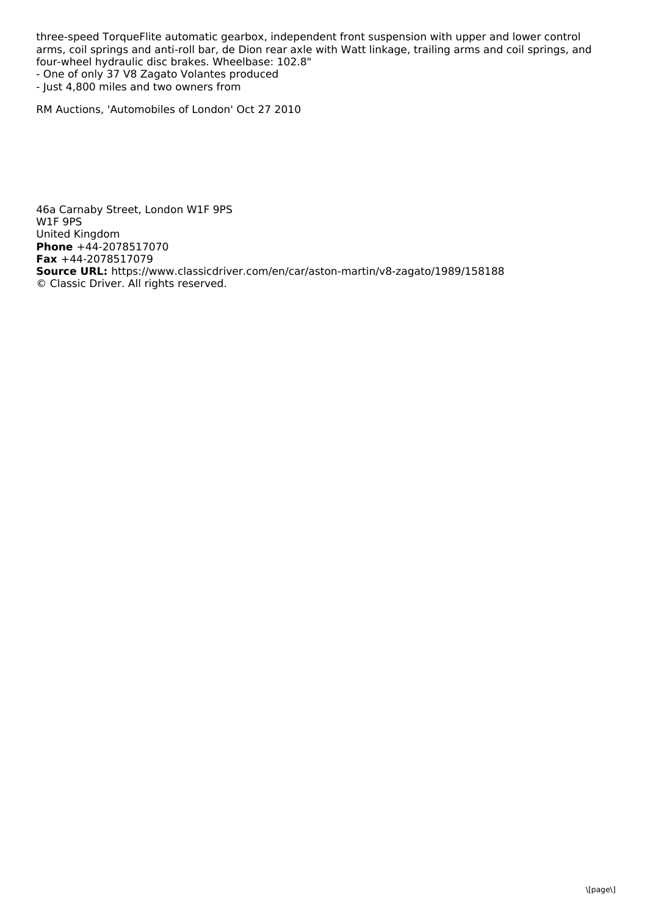three-speed TorqueFlite automatic gearbox, independent front suspension with upper and lower control arms, coil springs and anti-roll bar, de Dion rear axle with Watt linkage, trailing arms and coil springs, and four-wheel hydraulic disc brakes. Wheelbase: 102.8"

- One of only 37 V8 Zagato Volantes produced
- Just 4,800 miles and two owners from

RM Auctions, 'Automobiles of London' Oct 27 2010

46a Carnaby Street, London W1F 9PS
W1F 9PS
United Kingdom
**Phone** +44-2078517070
**Fax** +44-2078517079
**Source URL:** https://www.classicdriver.com/en/car/aston-martin/v8-zagato/1989/158188
© Classic Driver. All rights reserved.